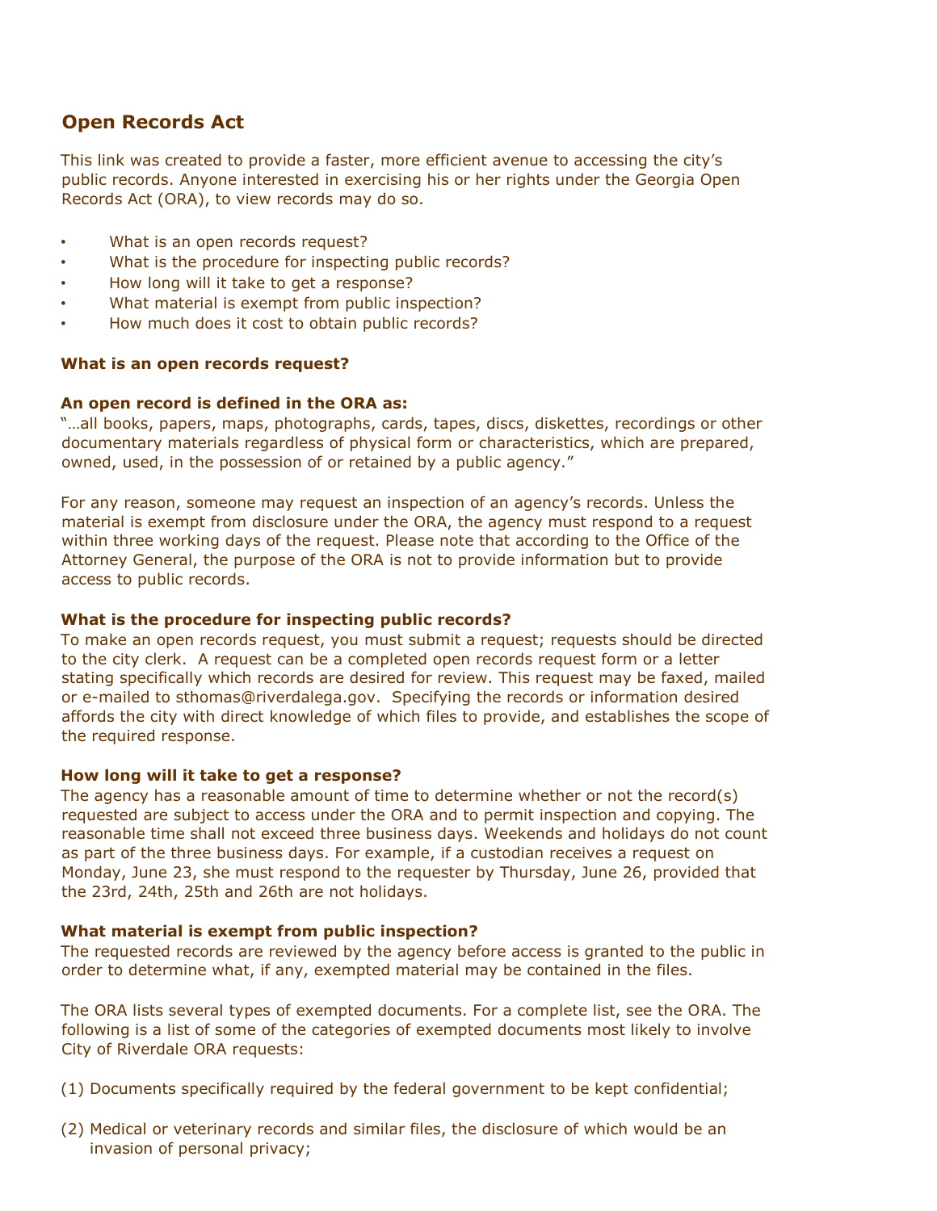## Open Records Act

This link was created to provide a faster, more efficient avenue to accessing the city's public records. Anyone interested in exercising his or her rights under the Georgia Open Records Act (ORA), to view records may do so.

- What is an open records request?
- What is the procedure for inspecting public records?
- How long will it take to get a response?
- What material is exempt from public inspection?
- How much does it cost to obtain public records?

### What is an open records request?

**An open record is defined in the ORA as:**

"…all books, papers, maps, photographs, cards, tapes, discs, diskettes, recordings or other documentary materials regardless of physical form or characteristics, which are prepared, owned, used, in the possession of or retained by a public agency."

For any reason, someone may request an inspection of an agency's records. Unless the material is exempt from disclosure under the ORA, the agency must respond to a request within three working days of the request. Please note that according to the Office of the Attorney General, the purpose of the ORA is not to provide information but to provide access to public records.

### What is the procedure for inspecting public records?

To make an open records request, you must submit a request; requests should be directed to the city clerk. A request can be a completed open records request form or a letter stating specifically which records are desired for review. This request may be faxed, mailed or e-mailed to sthomas@riverdalega.gov. Specifying the records or information desired affords the city with direct knowledge of which files to provide, and establishes the scope of the required response.

### How long will it take to get a response?

The agency has a reasonable amount of time to determine whether or not the record(s) requested are subject to access under the ORA and to permit inspection and copying. The reasonable time shall not exceed three business days. Weekends and holidays do not count as part of the three business days. For example, if a custodian receives a request on Monday, June 23, she must respond to the requester by Thursday, June 26, provided that the 23rd, 24th, 25th and 26th are not holidays.

### What material is exempt from public inspection?

The requested records are reviewed by the agency before access is granted to the public in order to determine what, if any, exempted material may be contained in the files.

The ORA lists several types of exempted documents. For a complete list, see the ORA. The following is a list of some of the categories of exempted documents most likely to involve City of Riverdale ORA requests:

(1) Documents specifically required by the federal government to be kept confidential;

(2) Medical or veterinary records and similar files, the disclosure of which would be an invasion of personal privacy;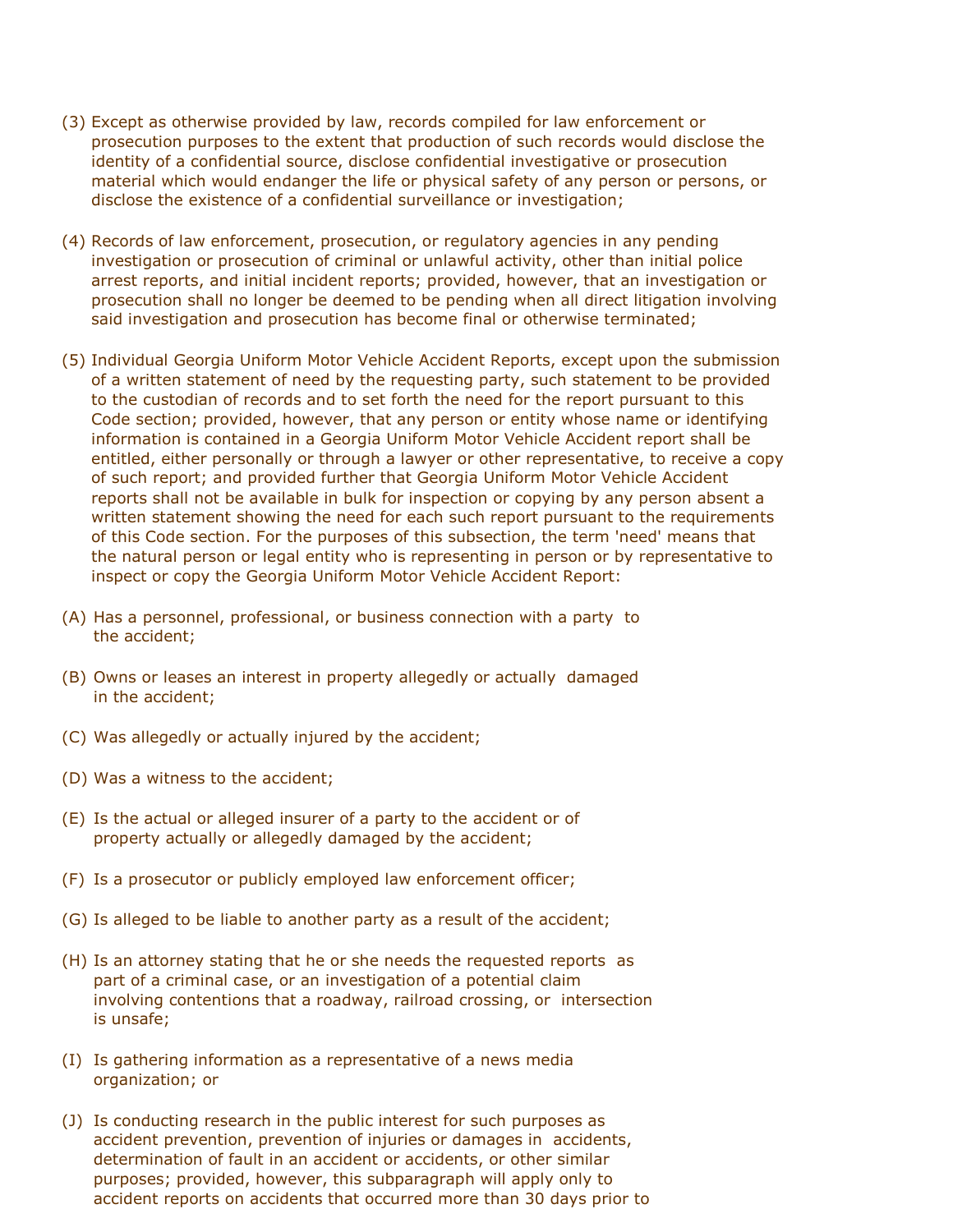(3) Except as otherwise provided by law, records compiled for law enforcement or prosecution purposes to the extent that production of such records would disclose the identity of a confidential source, disclose confidential investigative or prosecution material which would endanger the life or physical safety of any person or persons, or disclose the existence of a confidential surveillance or investigation;

(4) Records of law enforcement, prosecution, or regulatory agencies in any pending investigation or prosecution of criminal or unlawful activity, other than initial police arrest reports, and initial incident reports; provided, however, that an investigation or prosecution shall no longer be deemed to be pending when all direct litigation involving said investigation and prosecution has become final or otherwise terminated;

(5) Individual Georgia Uniform Motor Vehicle Accident Reports, except upon the submission of a written statement of need by the requesting party, such statement to be provided to the custodian of records and to set forth the need for the report pursuant to this Code section; provided, however, that any person or entity whose name or identifying information is contained in a Georgia Uniform Motor Vehicle Accident report shall be entitled, either personally or through a lawyer or other representative, to receive a copy of such report; and provided further that Georgia Uniform Motor Vehicle Accident reports shall not be available in bulk for inspection or copying by any person absent a written statement showing the need for each such report pursuant to the requirements of this Code section. For the purposes of this subsection, the term 'need' means that the natural person or legal entity who is representing in person or by representative to inspect or copy the Georgia Uniform Motor Vehicle Accident Report:

(A) Has a personnel, professional, or business connection with a party to the accident;

(B) Owns or leases an interest in property allegedly or actually damaged in the accident;

(C) Was allegedly or actually injured by the accident;

(D) Was a witness to the accident;

(E) Is the actual or alleged insurer of a party to the accident or of property actually or allegedly damaged by the accident;

(F) Is a prosecutor or publicly employed law enforcement officer;

(G) Is alleged to be liable to another party as a result of the accident;

(H) Is an attorney stating that he or she needs the requested reports as part of a criminal case, or an investigation of a potential claim involving contentions that a roadway, railroad crossing, or intersection is unsafe;

(I) Is gathering information as a representative of a news media organization; or

(J) Is conducting research in the public interest for such purposes as accident prevention, prevention of injuries or damages in accidents, determination of fault in an accident or accidents, or other similar purposes; provided, however, this subparagraph will apply only to accident reports on accidents that occurred more than 30 days prior to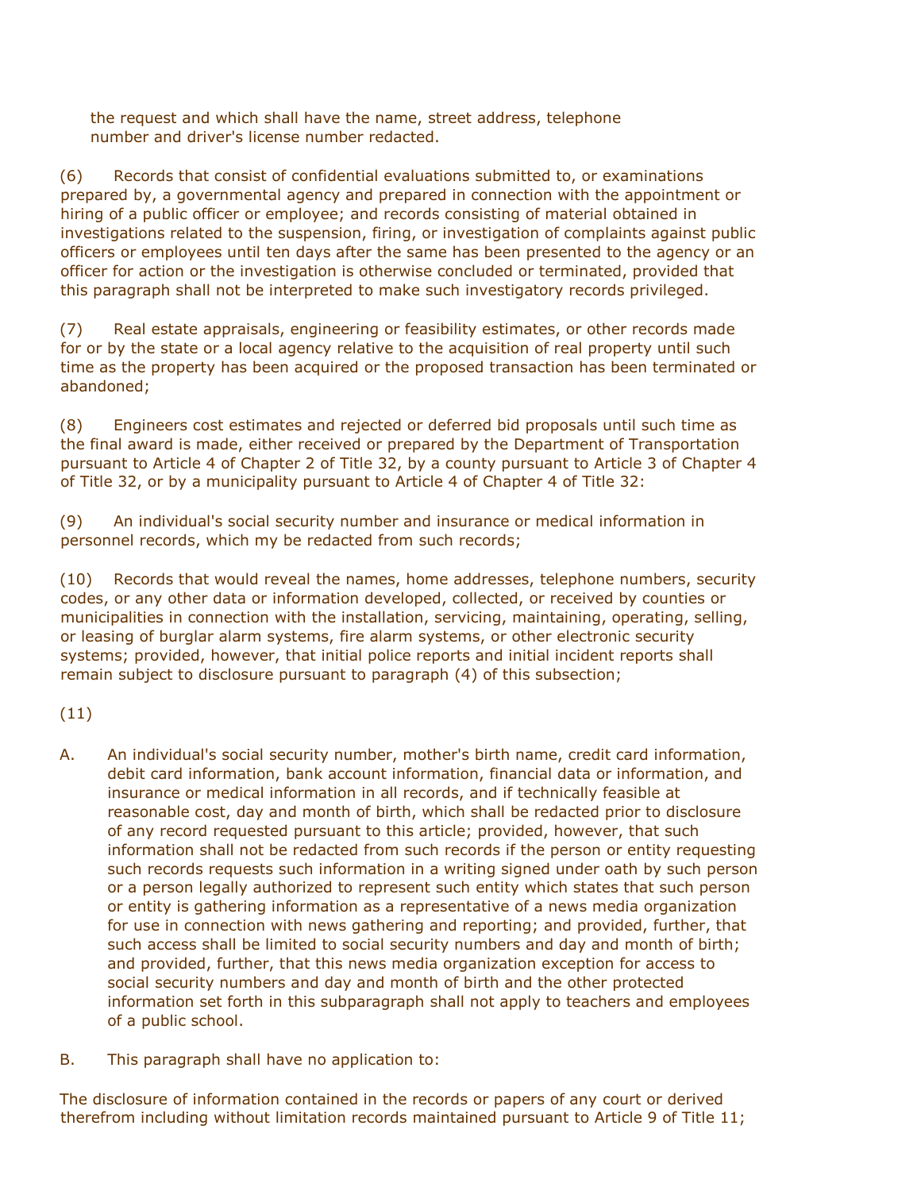the request and which shall have the name, street address, telephone number and driver's license number redacted.

(6) Records that consist of confidential evaluations submitted to, or examinations prepared by, a governmental agency and prepared in connection with the appointment or hiring of a public officer or employee; and records consisting of material obtained in investigations related to the suspension, firing, or investigation of complaints against public officers or employees until ten days after the same has been presented to the agency or an officer for action or the investigation is otherwise concluded or terminated, provided that this paragraph shall not be interpreted to make such investigatory records privileged.

(7) Real estate appraisals, engineering or feasibility estimates, or other records made for or by the state or a local agency relative to the acquisition of real property until such time as the property has been acquired or the proposed transaction has been terminated or abandoned;

(8) Engineers cost estimates and rejected or deferred bid proposals until such time as the final award is made, either received or prepared by the Department of Transportation pursuant to Article 4 of Chapter 2 of Title 32, by a county pursuant to Article 3 of Chapter 4 of Title 32, or by a municipality pursuant to Article 4 of Chapter 4 of Title 32:

(9) An individual's social security number and insurance or medical information in personnel records, which my be redacted from such records;

(10) Records that would reveal the names, home addresses, telephone numbers, security codes, or any other data or information developed, collected, or received by counties or municipalities in connection with the installation, servicing, maintaining, operating, selling, or leasing of burglar alarm systems, fire alarm systems, or other electronic security systems; provided, however, that initial police reports and initial incident reports shall remain subject to disclosure pursuant to paragraph (4) of this subsection;

(11)

A. An individual's social security number, mother's birth name, credit card information, debit card information, bank account information, financial data or information, and insurance or medical information in all records, and if technically feasible at reasonable cost, day and month of birth, which shall be redacted prior to disclosure of any record requested pursuant to this article; provided, however, that such information shall not be redacted from such records if the person or entity requesting such records requests such information in a writing signed under oath by such person or a person legally authorized to represent such entity which states that such person or entity is gathering information as a representative of a news media organization for use in connection with news gathering and reporting; and provided, further, that such access shall be limited to social security numbers and day and month of birth; and provided, further, that this news media organization exception for access to social security numbers and day and month of birth and the other protected information set forth in this subparagraph shall not apply to teachers and employees of a public school.

B. This paragraph shall have no application to:

The disclosure of information contained in the records or papers of any court or derived therefrom including without limitation records maintained pursuant to Article 9 of Title 11;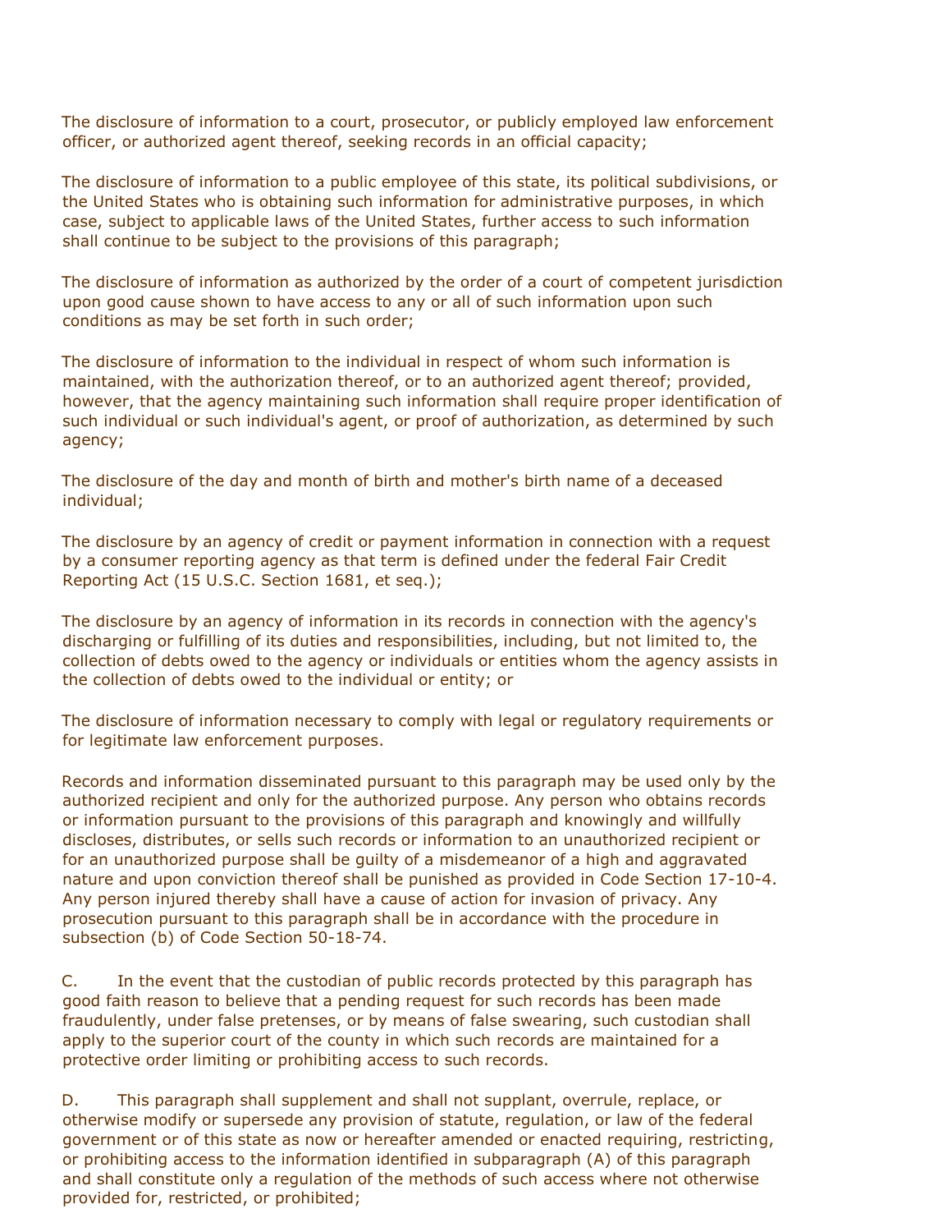The disclosure of information to a court, prosecutor, or publicly employed law enforcement officer, or authorized agent thereof, seeking records in an official capacity;

The disclosure of information to a public employee of this state, its political subdivisions, or the United States who is obtaining such information for administrative purposes, in which case, subject to applicable laws of the United States, further access to such information shall continue to be subject to the provisions of this paragraph;

The disclosure of information as authorized by the order of a court of competent jurisdiction upon good cause shown to have access to any or all of such information upon such conditions as may be set forth in such order;

The disclosure of information to the individual in respect of whom such information is maintained, with the authorization thereof, or to an authorized agent thereof; provided, however, that the agency maintaining such information shall require proper identification of such individual or such individual's agent, or proof of authorization, as determined by such agency;

The disclosure of the day and month of birth and mother's birth name of a deceased individual;

The disclosure by an agency of credit or payment information in connection with a request by a consumer reporting agency as that term is defined under the federal Fair Credit Reporting Act (15 U.S.C. Section 1681, et seq.);

The disclosure by an agency of information in its records in connection with the agency's discharging or fulfilling of its duties and responsibilities, including, but not limited to, the collection of debts owed to the agency or individuals or entities whom the agency assists in the collection of debts owed to the individual or entity; or

The disclosure of information necessary to comply with legal or regulatory requirements or for legitimate law enforcement purposes.

Records and information disseminated pursuant to this paragraph may be used only by the authorized recipient and only for the authorized purpose. Any person who obtains records or information pursuant to the provisions of this paragraph and knowingly and willfully discloses, distributes, or sells such records or information to an unauthorized recipient or for an unauthorized purpose shall be guilty of a misdemeanor of a high and aggravated nature and upon conviction thereof shall be punished as provided in Code Section 17-10-4. Any person injured thereby shall have a cause of action for invasion of privacy. Any prosecution pursuant to this paragraph shall be in accordance with the procedure in subsection (b) of Code Section 50-18-74.

C. In the event that the custodian of public records protected by this paragraph has good faith reason to believe that a pending request for such records has been made fraudulently, under false pretenses, or by means of false swearing, such custodian shall apply to the superior court of the county in which such records are maintained for a protective order limiting or prohibiting access to such records.

D. This paragraph shall supplement and shall not supplant, overrule, replace, or otherwise modify or supersede any provision of statute, regulation, or law of the federal government or of this state as now or hereafter amended or enacted requiring, restricting, or prohibiting access to the information identified in subparagraph (A) of this paragraph and shall constitute only a regulation of the methods of such access where not otherwise provided for, restricted, or prohibited;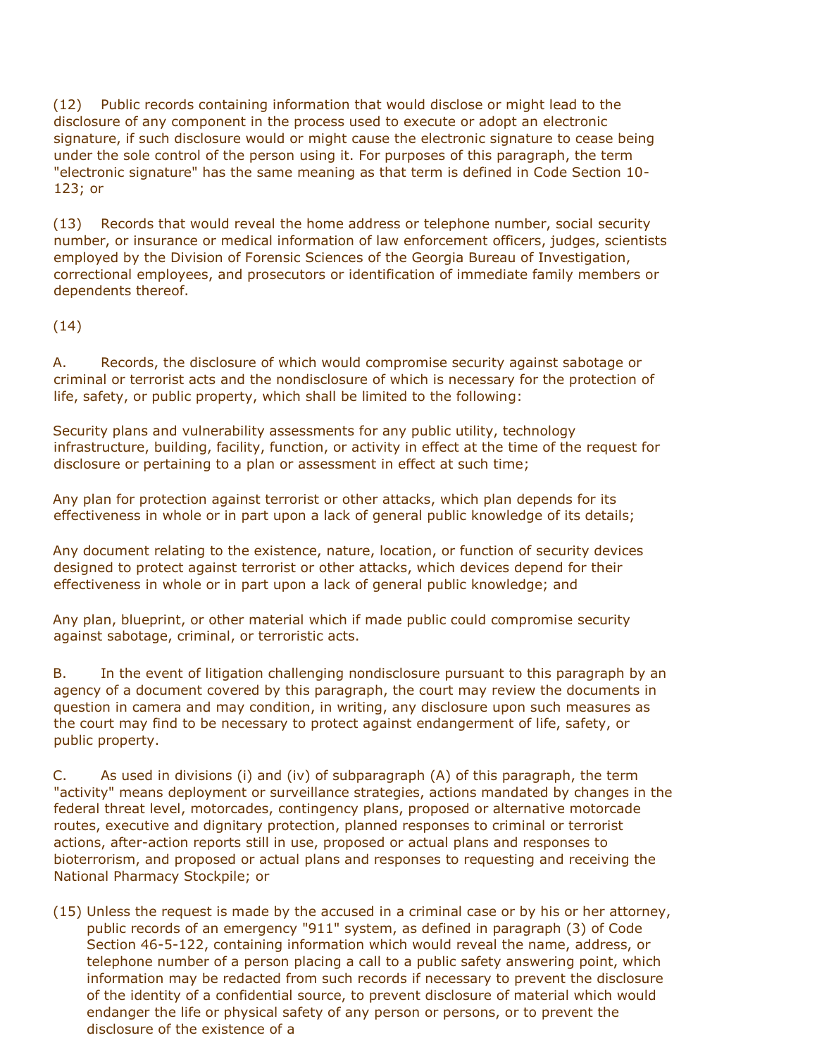(12) Public records containing information that would disclose or might lead to the disclosure of any component in the process used to execute or adopt an electronic signature, if such disclosure would or might cause the electronic signature to cease being under the sole control of the person using it. For purposes of this paragraph, the term "electronic signature" has the same meaning as that term is defined in Code Section 10-123; or

(13) Records that would reveal the home address or telephone number, social security number, or insurance or medical information of law enforcement officers, judges, scientists employed by the Division of Forensic Sciences of the Georgia Bureau of Investigation, correctional employees, and prosecutors or identification of immediate family members or dependents thereof.

(14)

A. Records, the disclosure of which would compromise security against sabotage or criminal or terrorist acts and the nondisclosure of which is necessary for the protection of life, safety, or public property, which shall be limited to the following:

Security plans and vulnerability assessments for any public utility, technology infrastructure, building, facility, function, or activity in effect at the time of the request for disclosure or pertaining to a plan or assessment in effect at such time;

Any plan for protection against terrorist or other attacks, which plan depends for its effectiveness in whole or in part upon a lack of general public knowledge of its details;

Any document relating to the existence, nature, location, or function of security devices designed to protect against terrorist or other attacks, which devices depend for their effectiveness in whole or in part upon a lack of general public knowledge; and

Any plan, blueprint, or other material which if made public could compromise security against sabotage, criminal, or terroristic acts.

B. In the event of litigation challenging nondisclosure pursuant to this paragraph by an agency of a document covered by this paragraph, the court may review the documents in question in camera and may condition, in writing, any disclosure upon such measures as the court may find to be necessary to protect against endangerment of life, safety, or public property.

C. As used in divisions (i) and (iv) of subparagraph (A) of this paragraph, the term "activity" means deployment or surveillance strategies, actions mandated by changes in the federal threat level, motorcades, contingency plans, proposed or alternative motorcade routes, executive and dignitary protection, planned responses to criminal or terrorist actions, after-action reports still in use, proposed or actual plans and responses to bioterrorism, and proposed or actual plans and responses to requesting and receiving the National Pharmacy Stockpile; or

(15) Unless the request is made by the accused in a criminal case or by his or her attorney, public records of an emergency "911" system, as defined in paragraph (3) of Code Section 46-5-122, containing information which would reveal the name, address, or telephone number of a person placing a call to a public safety answering point, which information may be redacted from such records if necessary to prevent the disclosure of the identity of a confidential source, to prevent disclosure of material which would endanger the life or physical safety of any person or persons, or to prevent the disclosure of the existence of a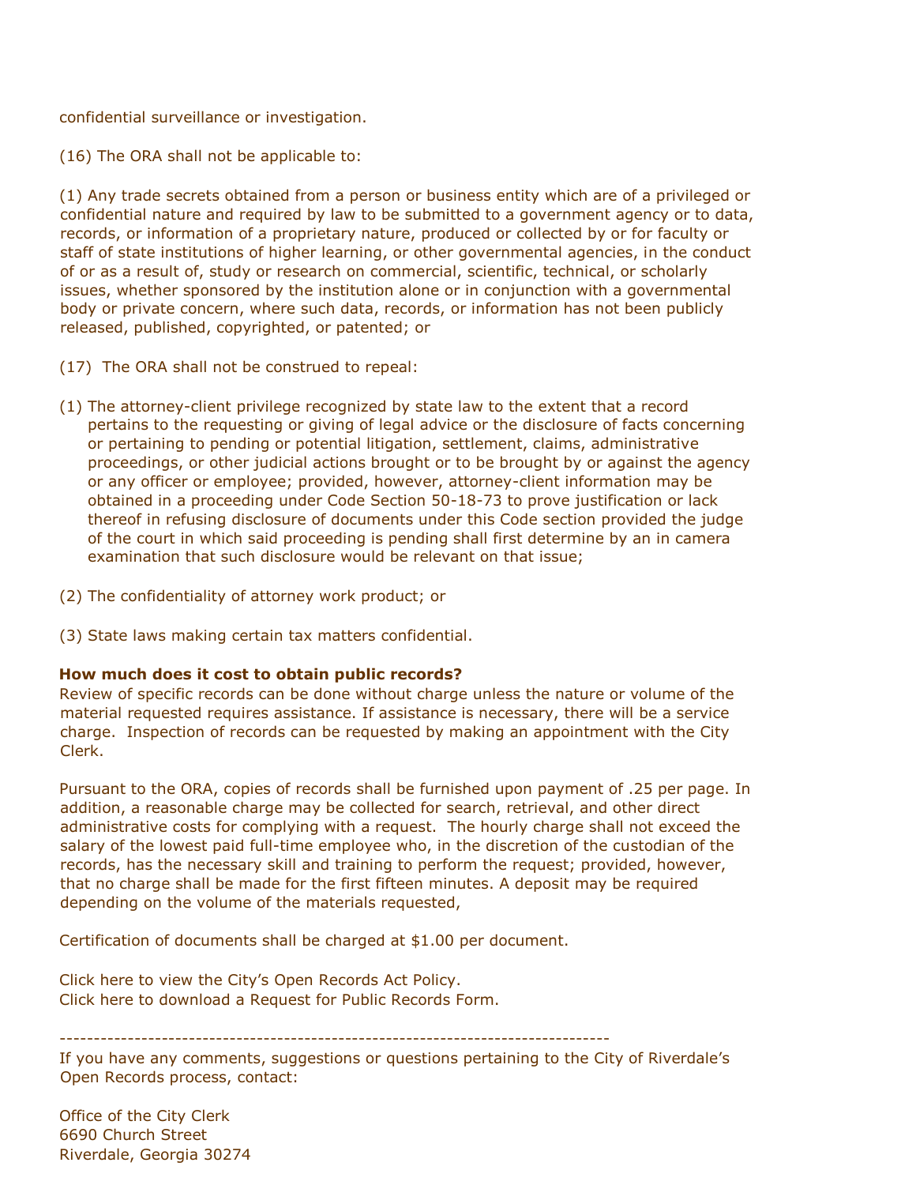confidential surveillance or investigation.

(16) The ORA shall not be applicable to:

(1) Any trade secrets obtained from a person or business entity which are of a privileged or confidential nature and required by law to be submitted to a government agency or to data, records, or information of a proprietary nature, produced or collected by or for faculty or staff of state institutions of higher learning, or other governmental agencies, in the conduct of or as a result of, study or research on commercial, scientific, technical, or scholarly issues, whether sponsored by the institution alone or in conjunction with a governmental body or private concern, where such data, records, or information has not been publicly released, published, copyrighted, or patented; or

(17) The ORA shall not be construed to repeal:

(1) The attorney-client privilege recognized by state law to the extent that a record pertains to the requesting or giving of legal advice or the disclosure of facts concerning or pertaining to pending or potential litigation, settlement, claims, administrative proceedings, or other judicial actions brought or to be brought by or against the agency or any officer or employee; provided, however, attorney-client information may be obtained in a proceeding under Code Section 50-18-73 to prove justification or lack thereof in refusing disclosure of documents under this Code section provided the judge of the court in which said proceeding is pending shall first determine by an in camera examination that such disclosure would be relevant on that issue;

(2) The confidentiality of attorney work product; or

(3) State laws making certain tax matters confidential.

**How much does it cost to obtain public records?**

Review of specific records can be done without charge unless the nature or volume of the material requested requires assistance. If assistance is necessary, there will be a service charge. Inspection of records can be requested by making an appointment with the City Clerk.

Pursuant to the ORA, copies of records shall be furnished upon payment of .25 per page. In addition, a reasonable charge may be collected for search, retrieval, and other direct administrative costs for complying with a request. The hourly charge shall not exceed the salary of the lowest paid full-time employee who, in the discretion of the custodian of the records, has the necessary skill and training to perform the request; provided, however, that no charge shall be made for the first fifteen minutes. A deposit may be required depending on the volume of the materials requested,

Certification of documents shall be charged at $1.00 per document.

Click here to view the City's Open Records Act Policy.
Click here to download a Request for Public Records Form.

---

If you have any comments, suggestions or questions pertaining to the City of Riverdale's Open Records process, contact:

Office of the City Clerk
6690 Church Street
Riverdale, Georgia 30274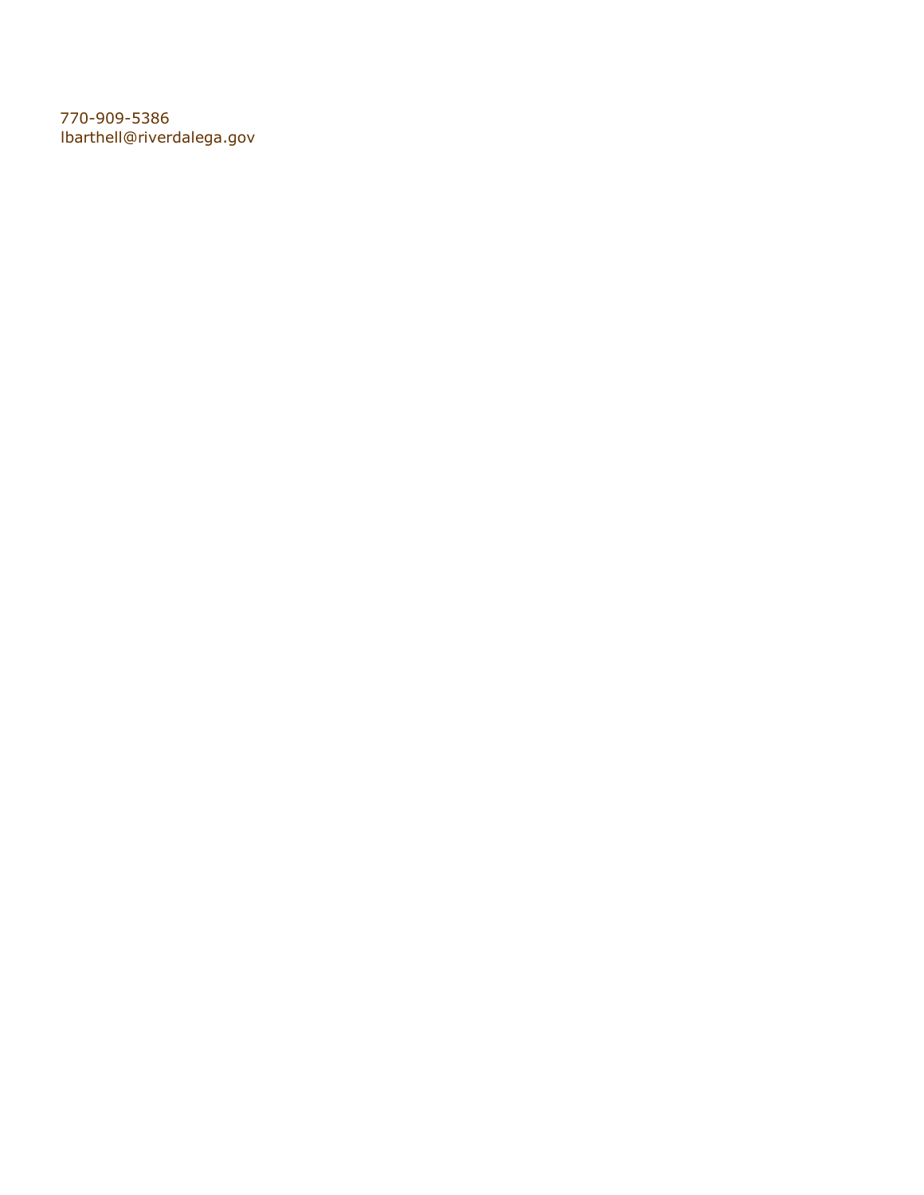770-909-5386
lbarthell@riverdalega.gov